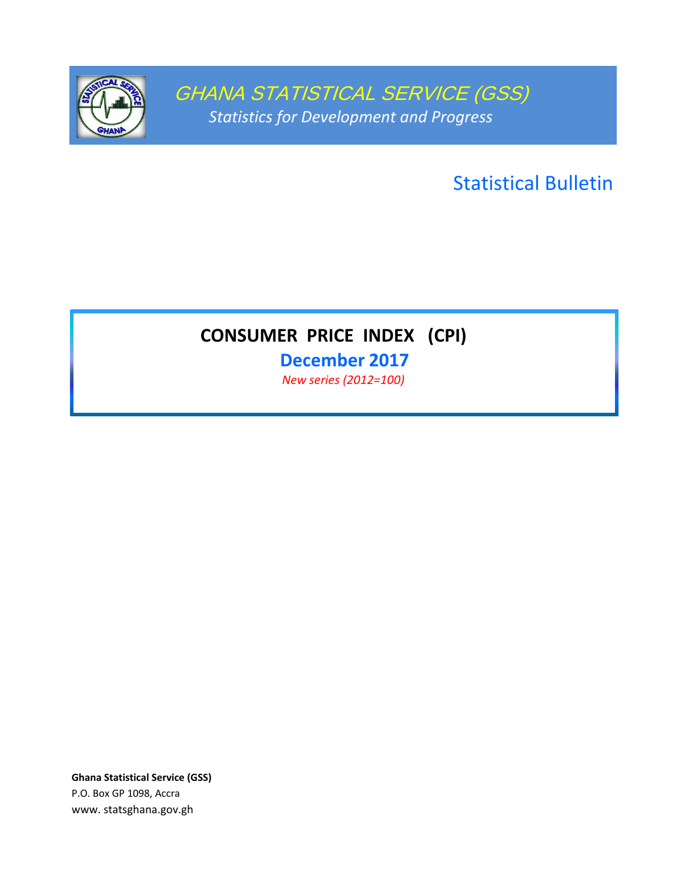# GHANA STATISTICAL SERVICE (GSS)

*Statistics for Development and Progress*

## Statistical Bulletin

# CONSUMER PRICE INDEX (CPI)

## December 2017

*New series (2012=100)*

**Ghana Statistical Service (GSS)**
P.O. Box GP 1098, Accra
www. statsghana.gov.gh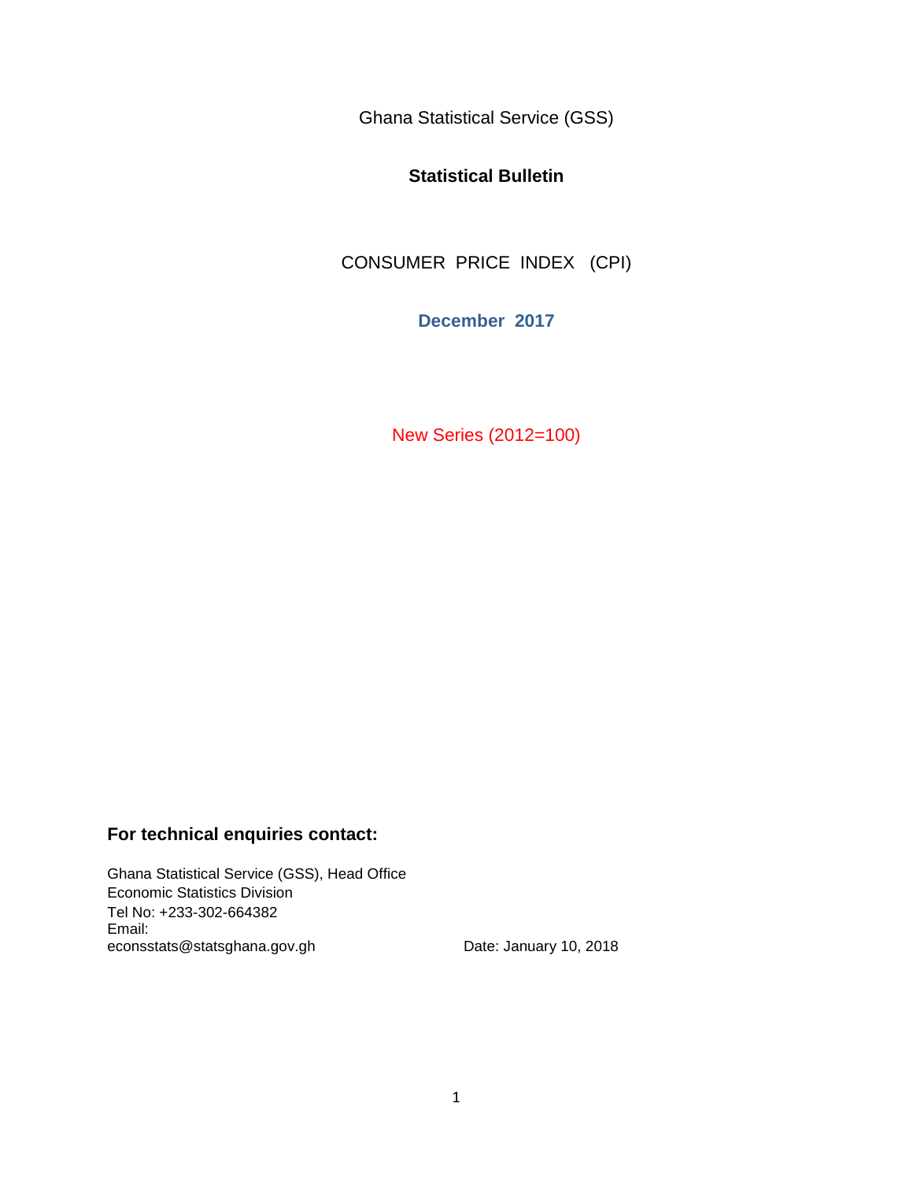Ghana Statistical Service (GSS)

# Statistical Bulletin

## CONSUMER PRICE INDEX (CPI)

**December 2017**

New Series (2012=100)

**For technical enquiries contact:**

Ghana Statistical Service (GSS), Head Office
Economic Statistics Division
Tel No: +233-302-664382
Email:
econsstats@statsghana.gov.gh

Date: January 10, 2018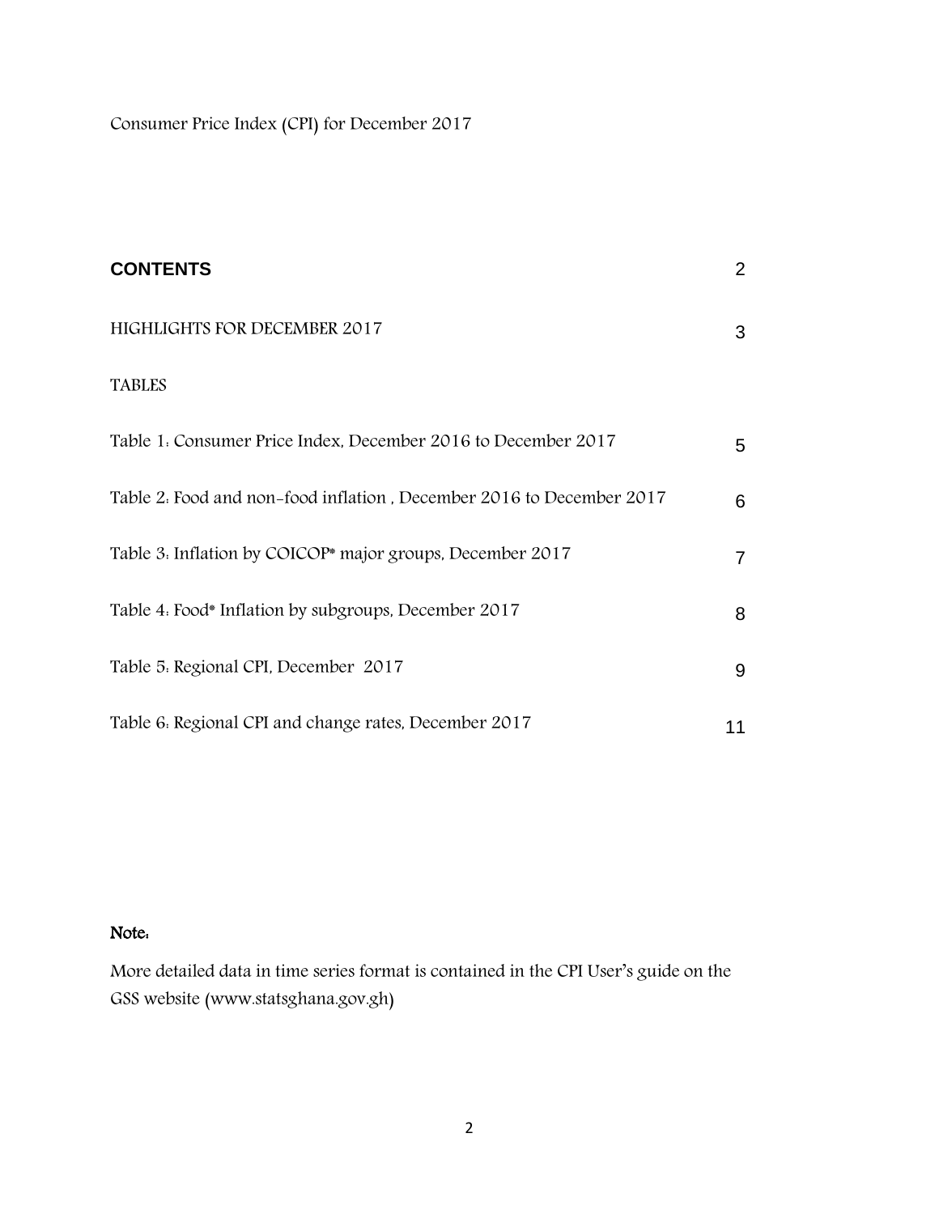Consumer Price Index (CPI) for December 2017

## CONTENTS 2

HIGHLIGHTS FOR DECEMBER 2017 3

TABLES

Table 1: Consumer Price Index, December 2016 to December 2017 5

Table 2: Food and non-food inflation , December 2016 to December 2017 6

Table 3: Inflation by COICOP* major groups, December 2017 7

Table 4: Food* Inflation by subgroups, December 2017 8

Table 5: Regional CPI, December 2017 9

Table 6: Regional CPI and change rates, December 2017 11

**Note:**

More detailed data in time series format is contained in the CPI User's guide on the GSS website (www.statsghana.gov.gh)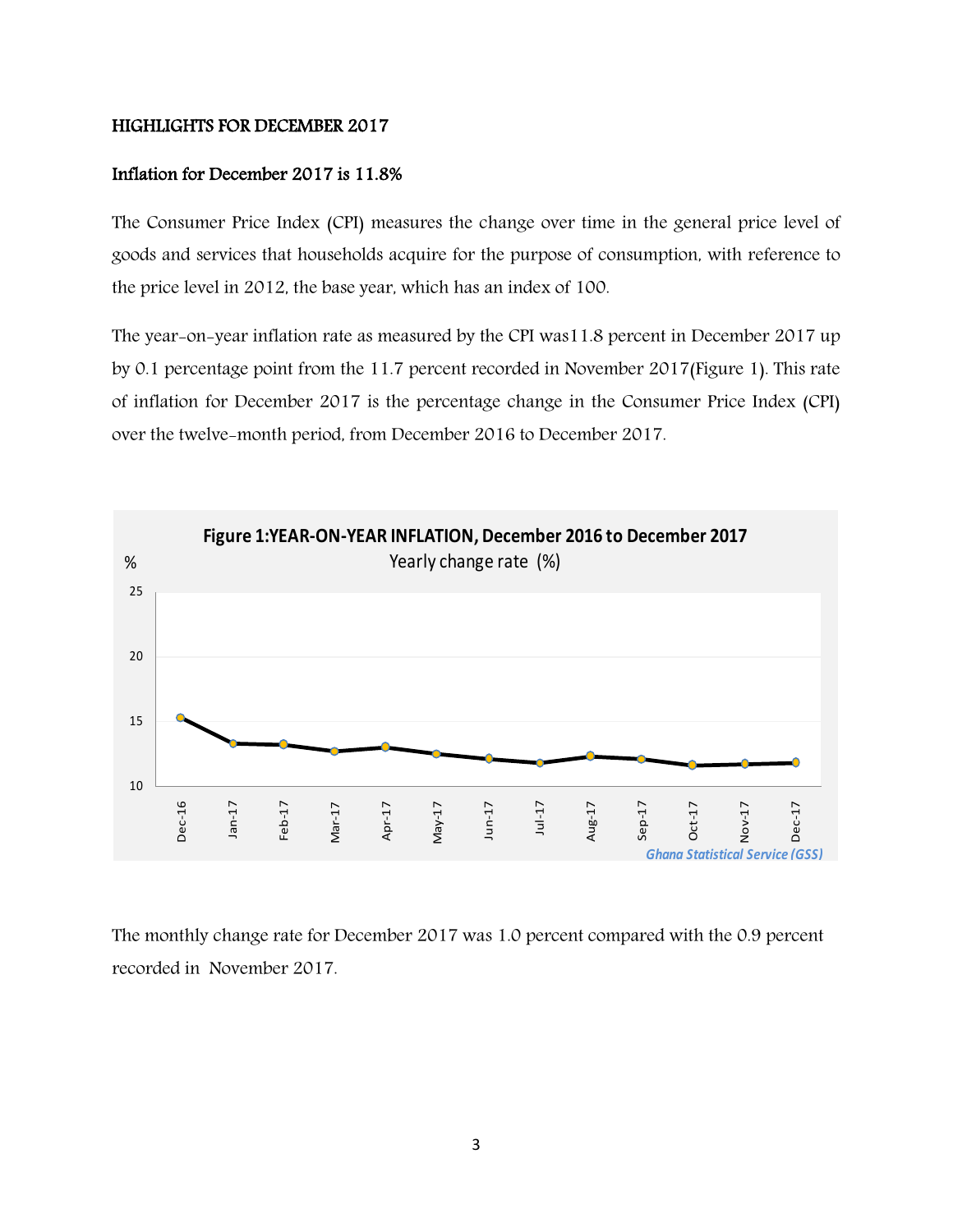## HIGHLIGHTS FOR DECEMBER 2017

### Inflation for December 2017 is 11.8%

The Consumer Price Index (CPI) measures the change over time in the general price level of goods and services that households acquire for the purpose of consumption, with reference to the price level in 2012, the base year, which has an index of 100.

The year-on-year inflation rate as measured by the CPI was11.8 percent in December 2017 up by 0.1 percentage point from the 11.7 percent recorded in November 2017(Figure 1). This rate of inflation for December 2017 is the percentage change in the Consumer Price Index (CPI) over the twelve-month period, from December 2016 to December 2017.

**Figure 1:YEAR-ON-YEAR INFLATION, December 2016 to December 2017**

Yearly change rate (%)

Ghana Statistical Service (GSS)

The monthly change rate for December 2017 was 1.0 percent compared with the 0.9 percent recorded in November 2017.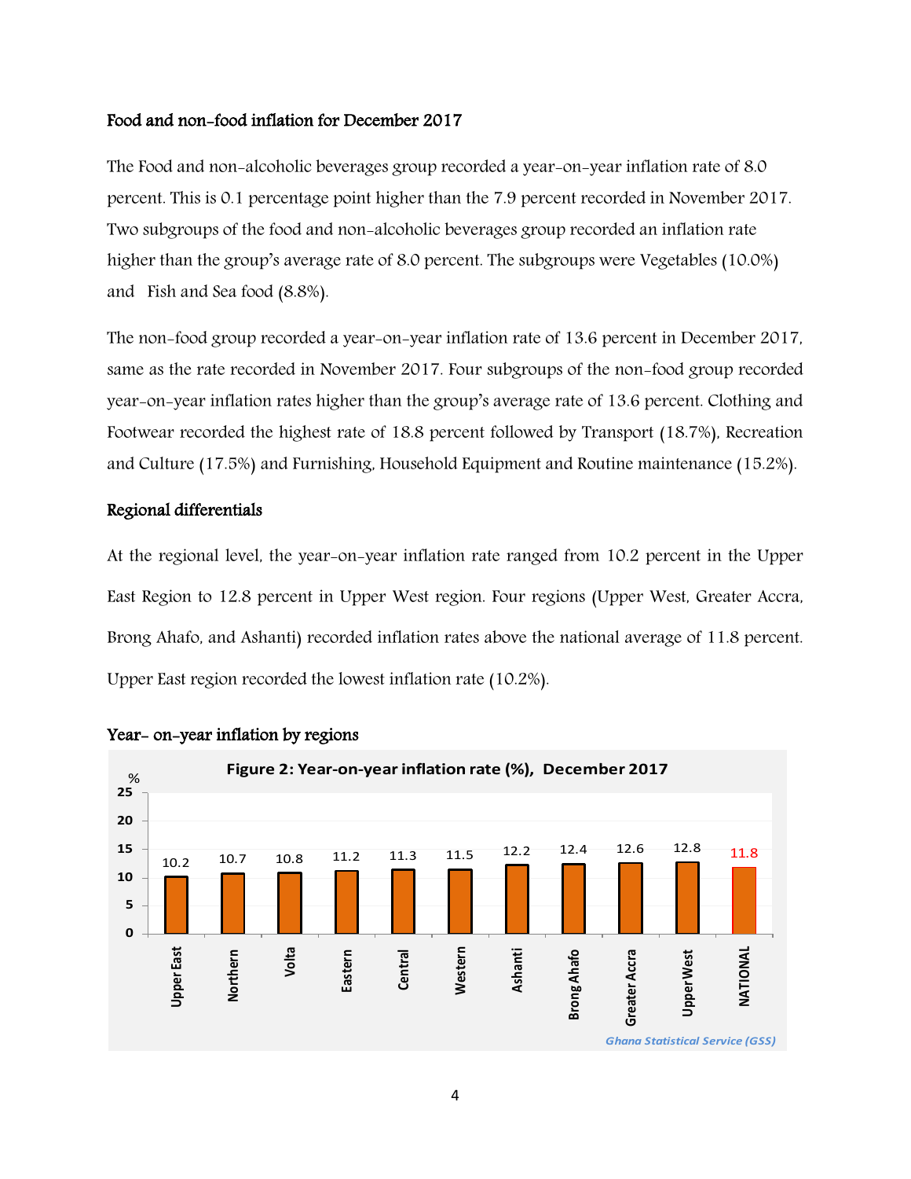### Food and non-food inflation for December 2017

The Food and non-alcoholic beverages group recorded a year-on-year inflation rate of 8.0 percent. This is 0.1 percentage point higher than the 7.9 percent recorded in November 2017. Two subgroups of the food and non-alcoholic beverages group recorded an inflation rate higher than the group's average rate of 8.0 percent. The subgroups were Vegetables (10.0%) and Fish and Sea food (8.8%).

The non-food group recorded a year-on-year inflation rate of 13.6 percent in December 2017, same as the rate recorded in November 2017. Four subgroups of the non-food group recorded year-on-year inflation rates higher than the group's average rate of 13.6 percent. Clothing and Footwear recorded the highest rate of 18.8 percent followed by Transport (18.7%), Recreation and Culture (17.5%) and Furnishing, Household Equipment and Routine maintenance (15.2%).

### Regional differentials

At the regional level, the year-on-year inflation rate ranged from 10.2 percent in the Upper East Region to 12.8 percent in Upper West region. Four regions (Upper West, Greater Accra, Brong Ahafo, and Ashanti) recorded inflation rates above the national average of 11.8 percent. Upper East region recorded the lowest inflation rate (10.2%).

### Year- on-year inflation by regions

**Figure 2: Year-on-year inflation rate (%), December 2017**

| Region | % |
|---|---|
| Upper East | 10.2 |
| Northern | 10.7 |
| Volta | 10.8 |
| Eastern | 11.2 |
| Central | 11.3 |
| Western | 11.5 |
| Ashanti | 12.2 |
| Brong Ahafo | 12.4 |
| Greater Accra | 12.6 |
| Upper West | 12.8 |
| NATIONAL | 11.8 |

*Ghana Statistical Service (GSS)*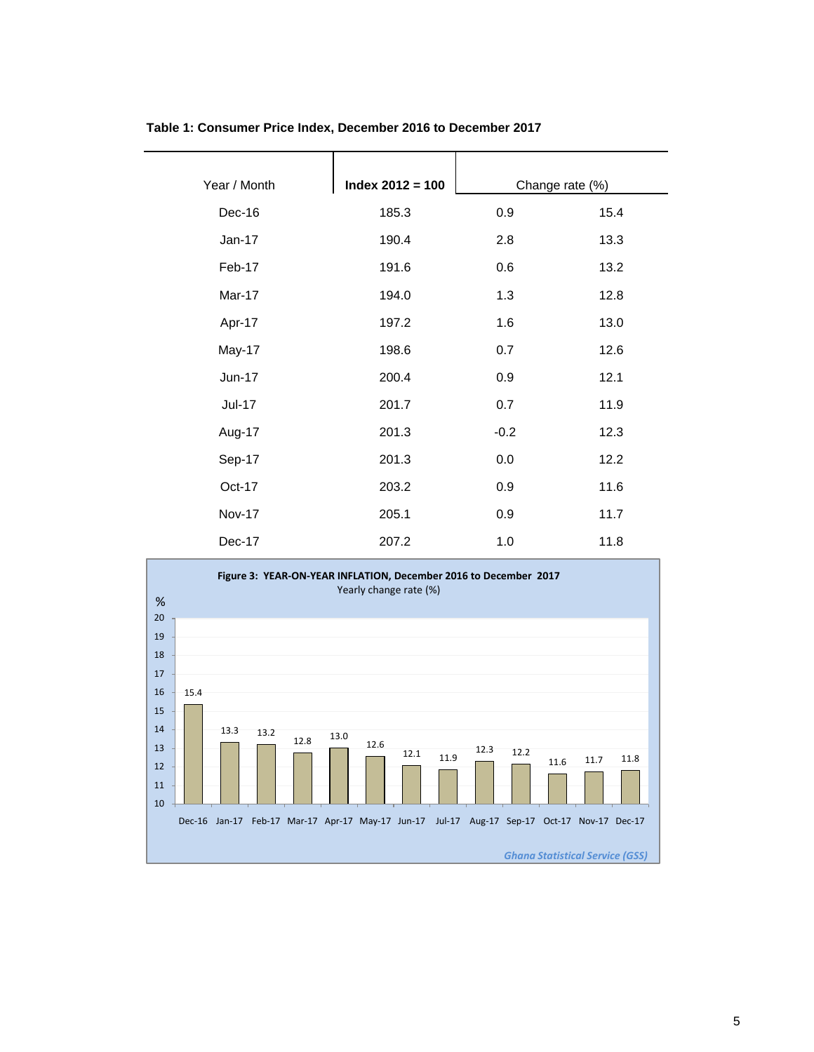**Table 1: Consumer Price Index, December 2016 to December 2017**

| Year / Month | Index 2012 = 100 | Change rate (%) | |
|---|---|---|---|
| Dec-16 | 185.3 | 0.9 | 15.4 |
| Jan-17 | 190.4 | 2.8 | 13.3 |
| Feb-17 | 191.6 | 0.6 | 13.2 |
| Mar-17 | 194.0 | 1.3 | 12.8 |
| Apr-17 | 197.2 | 1.6 | 13.0 |
| May-17 | 198.6 | 0.7 | 12.6 |
| Jun-17 | 200.4 | 0.9 | 12.1 |
| Jul-17 | 201.7 | 0.7 | 11.9 |
| Aug-17 | 201.3 | -0.2 | 12.3 |
| Sep-17 | 201.3 | 0.0 | 12.2 |
| Oct-17 | 203.2 | 0.9 | 11.6 |
| Nov-17 | 205.1 | 0.9 | 11.7 |
| Dec-17 | 207.2 | 1.0 | 11.8 |

**Figure 3: YEAR-ON-YEAR INFLATION, December 2016 to December 2017**

Yearly change rate (%)

| Month | % |
|---|---|
| Dec-16 | 15.4 |
| Jan-17 | 13.3 |
| Feb-17 | 13.2 |
| Mar-17 | 12.8 |
| Apr-17 | 13.0 |
| May-17 | 12.6 |
| Jun-17 | 12.1 |
| Jul-17 | 11.9 |
| Aug-17 | 12.3 |
| Sep-17 | 12.2 |
| Oct-17 | 11.6 |
| Nov-17 | 11.7 |
| Dec-17 | 11.8 |

*Ghana Statistical Service (GSS)*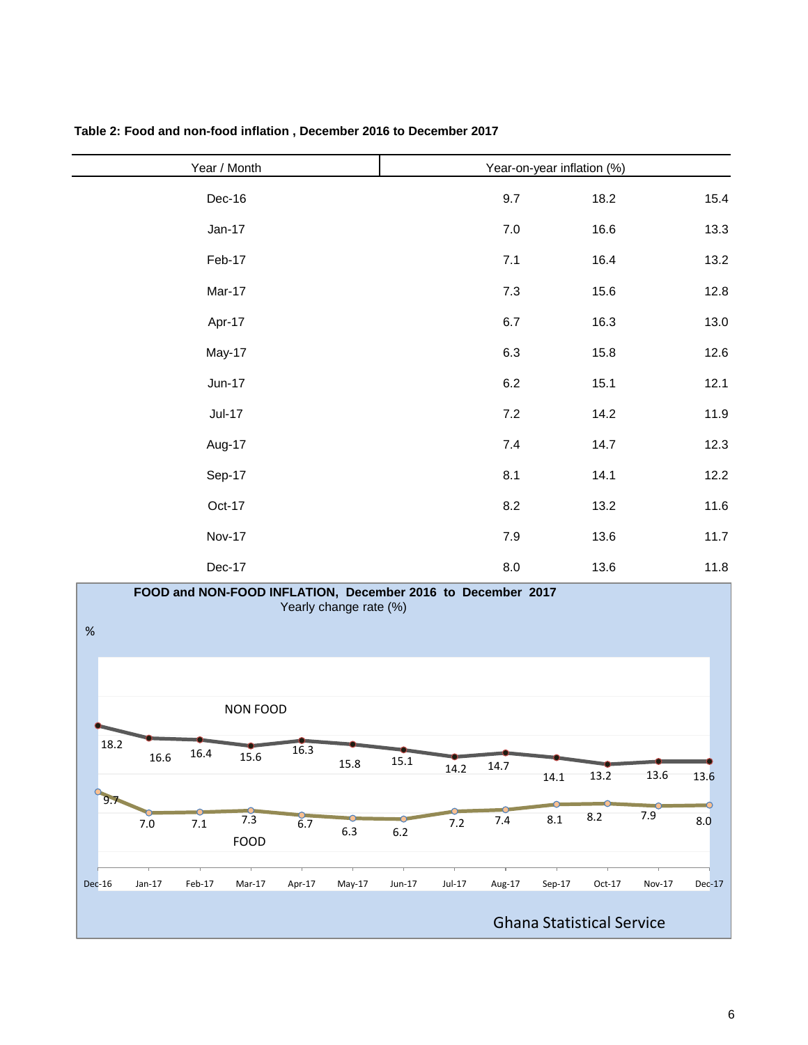**Table 2: Food and non-food inflation , December 2016 to December 2017**

| Year / Month | Year-on-year inflation (%) | | |
|---|---|---|---|
| Dec-16 | 9.7 | 18.2 | 15.4 |
| Jan-17 | 7.0 | 16.6 | 13.3 |
| Feb-17 | 7.1 | 16.4 | 13.2 |
| Mar-17 | 7.3 | 15.6 | 12.8 |
| Apr-17 | 6.7 | 16.3 | 13.0 |
| May-17 | 6.3 | 15.8 | 12.6 |
| Jun-17 | 6.2 | 15.1 | 12.1 |
| Jul-17 | 7.2 | 14.2 | 11.9 |
| Aug-17 | 7.4 | 14.7 | 12.3 |
| Sep-17 | 8.1 | 14.1 | 12.2 |
| Oct-17 | 8.2 | 13.2 | 11.6 |
| Nov-17 | 7.9 | 13.6 | 11.7 |
| Dec-17 | 8.0 | 13.6 | 11.8 |

**FOOD and NON-FOOD INFLATION, December 2016 to December 2017**

Yearly change rate (%)

| Month | FOOD | NON FOOD |
|---|---|---|
| Dec-16 | 9.7 | 18.2 |
| Jan-17 | 7.0 | 16.6 |
| Feb-17 | 7.1 | 16.4 |
| Mar-17 | 7.3 | 15.6 |
| Apr-17 | 6.7 | 16.3 |
| May-17 | 6.3 | 15.8 |
| Jun-17 | 6.2 | 15.1 |
| Jul-17 | 7.2 | 14.2 |
| Aug-17 | 7.4 | 14.7 |
| Sep-17 | 8.1 | 14.1 |
| Oct-17 | 8.2 | 13.2 |
| Nov-17 | 7.9 | 13.6 |
| Dec-17 | 8.0 | 13.6 |

Ghana Statistical Service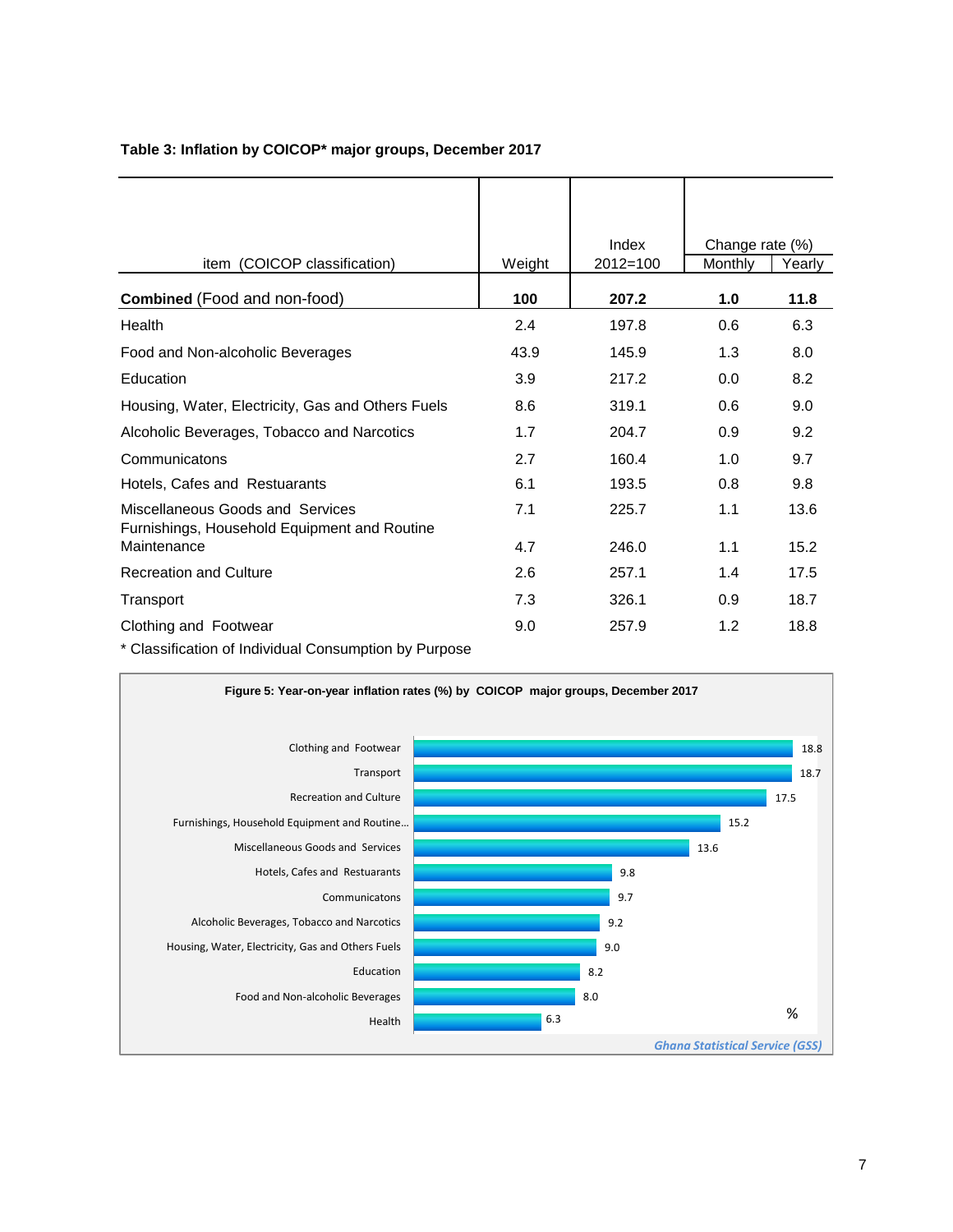**Table 3: Inflation by COICOP* major groups, December 2017**

| item (COICOP classification) | Weight | Index 2012=100 | Change rate (%) | |
|---|---|---|---|---|
| | | | Monthly | Yearly |
| **Combined** (Food and non-food) | **100** | **207.2** | **1.0** | **11.8** |
| Health | 2.4 | 197.8 | 0.6 | 6.3 |
| Food and Non-alcoholic Beverages | 43.9 | 145.9 | 1.3 | 8.0 |
| Education | 3.9 | 217.2 | 0.0 | 8.2 |
| Housing, Water, Electricity, Gas and Others Fuels | 8.6 | 319.1 | 0.6 | 9.0 |
| Alcoholic Beverages, Tobacco and Narcotics | 1.7 | 204.7 | 0.9 | 9.2 |
| Communicatons | 2.7 | 160.4 | 1.0 | 9.7 |
| Hotels, Cafes and Restuarants | 6.1 | 193.5 | 0.8 | 9.8 |
| Miscellaneous Goods and Services | 7.1 | 225.7 | 1.1 | 13.6 |
| Furnishings, Household Equipment and Routine Maintenance | 4.7 | 246.0 | 1.1 | 15.2 |
| Recreation and Culture | 2.6 | 257.1 | 1.4 | 17.5 |
| Transport | 7.3 | 326.1 | 0.9 | 18.7 |
| Clothing and Footwear | 9.0 | 257.9 | 1.2 | 18.8 |

\* Classification of Individual Consumption by Purpose

**Figure 5: Year-on-year inflation rates (%) by COICOP major groups, December 2017**

| Group | % |
|---|---|
| Clothing and Footwear | 18.8 |
| Transport | 18.7 |
| Recreation and Culture | 17.5 |
| Furnishings, Household Equipment and Routine... | 15.2 |
| Miscellaneous Goods and Services | 13.6 |
| Hotels, Cafes and Restuarants | 9.8 |
| Communicatons | 9.7 |
| Alcoholic Beverages, Tobacco and Narcotics | 9.2 |
| Housing, Water, Electricity, Gas and Others Fuels | 9.0 |
| Education | 8.2 |
| Food and Non-alcoholic Beverages | 8.0 |
| Health | 6.3 |

*Ghana Statistical Service (GSS)*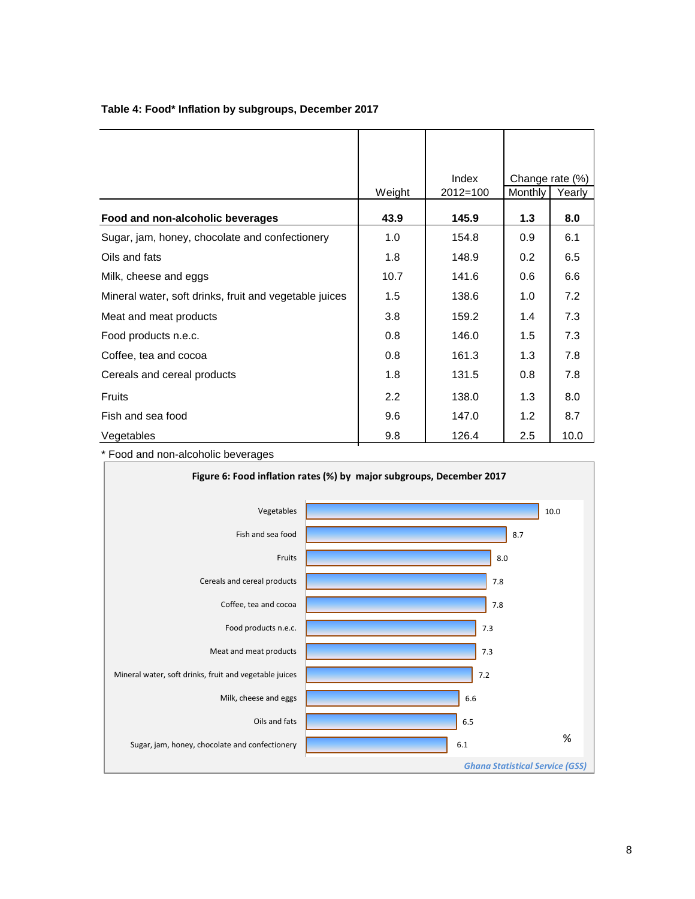**Table 4: Food* Inflation by subgroups, December 2017**

| | Weight | Index 2012=100 | Change rate (%) | |
|---|---|---|---|---|
| | | | Monthly | Yearly |
| **Food and non-alcoholic beverages** | **43.9** | **145.9** | **1.3** | **8.0** |
| Sugar, jam, honey, chocolate and confectionery | 1.0 | 154.8 | 0.9 | 6.1 |
| Oils and fats | 1.8 | 148.9 | 0.2 | 6.5 |
| Milk, cheese and eggs | 10.7 | 141.6 | 0.6 | 6.6 |
| Mineral water, soft drinks, fruit and vegetable juices | 1.5 | 138.6 | 1.0 | 7.2 |
| Meat and meat products | 3.8 | 159.2 | 1.4 | 7.3 |
| Food products n.e.c. | 0.8 | 146.0 | 1.5 | 7.3 |
| Coffee, tea and cocoa | 0.8 | 161.3 | 1.3 | 7.8 |
| Cereals and cereal products | 1.8 | 131.5 | 0.8 | 7.8 |
| Fruits | 2.2 | 138.0 | 1.3 | 8.0 |
| Fish and sea food | 9.6 | 147.0 | 1.2 | 8.7 |
| Vegetables | 9.8 | 126.4 | 2.5 | 10.0 |

\* Food and non-alcoholic beverages

**Figure 6: Food inflation rates (%) by major subgroups, December 2017**

| Subgroup | % |
|---|---|
| Vegetables | 10.0 |
| Fish and sea food | 8.7 |
| Fruits | 8.0 |
| Cereals and cereal products | 7.8 |
| Coffee, tea and cocoa | 7.8 |
| Food products n.e.c. | 7.3 |
| Meat and meat products | 7.3 |
| Mineral water, soft drinks, fruit and vegetable juices | 7.2 |
| Milk, cheese and eggs | 6.6 |
| Oils and fats | 6.5 |
| Sugar, jam, honey, chocolate and confectionery | 6.1 |

*Ghana Statistical Service (GSS)*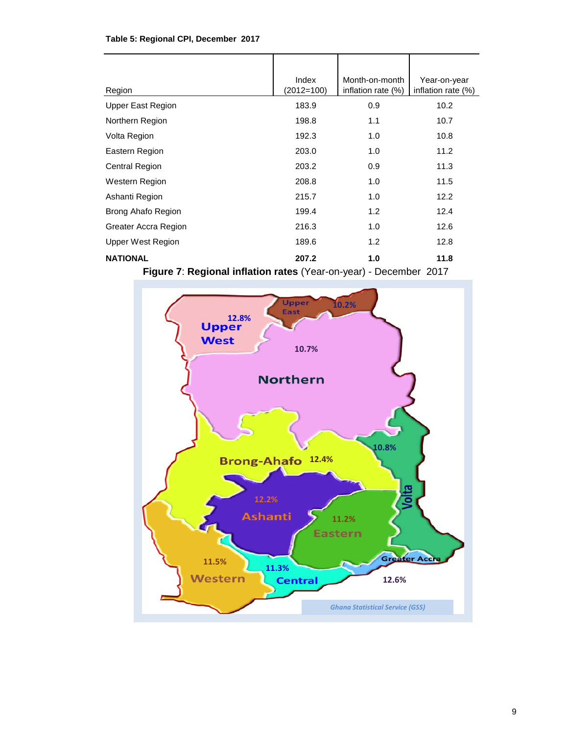**Table 5: Regional CPI, December 2017**

| Region | Index (2012=100) | Month-on-month inflation rate (%) | Year-on-year inflation rate (%) |
|---|---|---|---|
| Upper East Region | 183.9 | 0.9 | 10.2 |
| Northern Region | 198.8 | 1.1 | 10.7 |
| Volta Region | 192.3 | 1.0 | 10.8 |
| Eastern Region | 203.0 | 1.0 | 11.2 |
| Central Region | 203.2 | 0.9 | 11.3 |
| Western Region | 208.8 | 1.0 | 11.5 |
| Ashanti Region | 215.7 | 1.0 | 12.2 |
| Brong Ahafo Region | 199.4 | 1.2 | 12.4 |
| Greater Accra Region | 216.3 | 1.0 | 12.6 |
| Upper West Region | 189.6 | 1.2 | 12.8 |
| **NATIONAL** | **207.2** | **1.0** | **11.8** |

**Figure 7**: **Regional inflation rates** (Year-on-year) - December 2017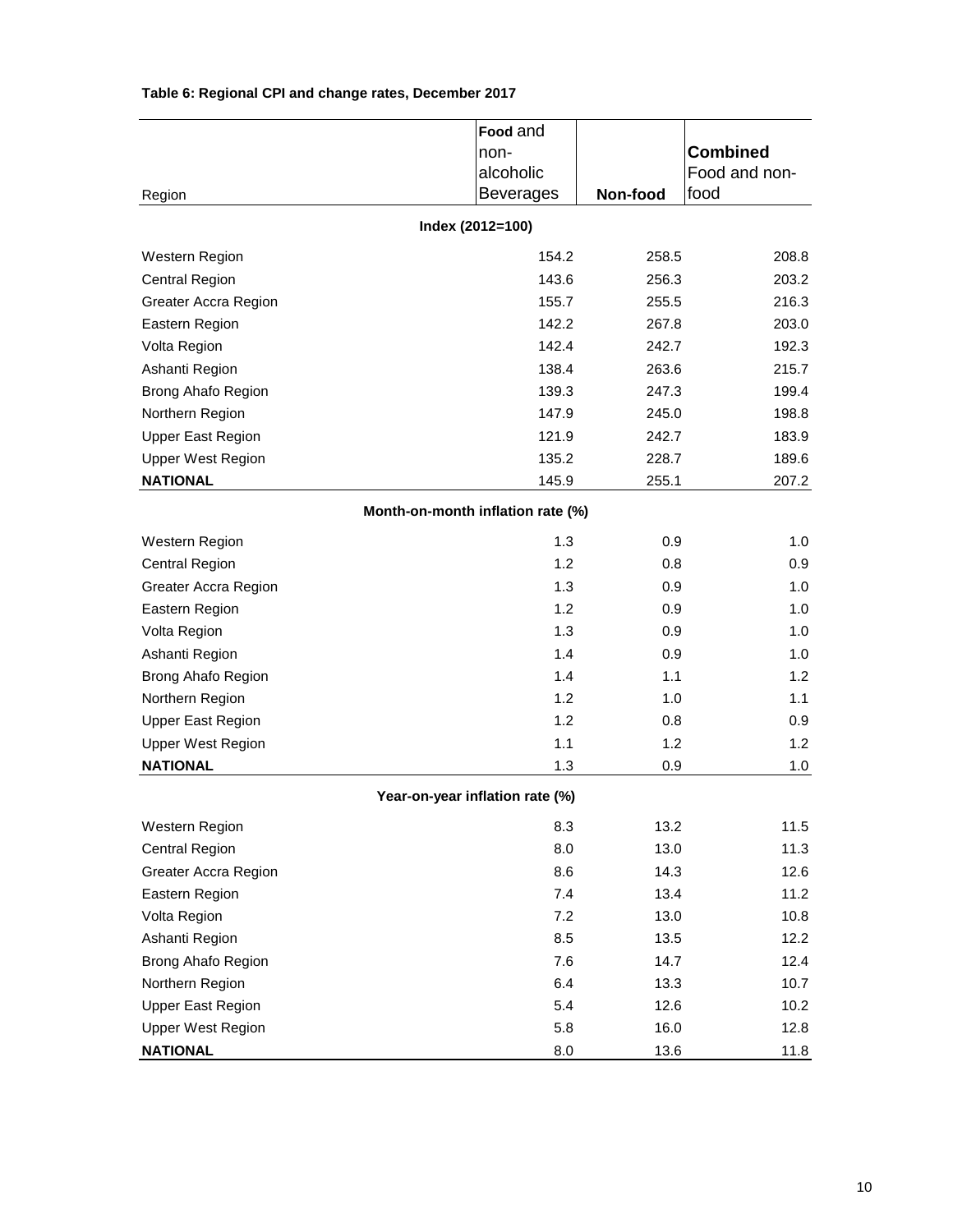**Table 6: Regional CPI and change rates, December 2017**

| Region | **Food** and non-alcoholic Beverages | **Non-food** | **Combined** Food and non-food |
|---|---|---|---|
| | **Index (2012=100)** | | |
| Western Region | 154.2 | 258.5 | 208.8 |
| Central Region | 143.6 | 256.3 | 203.2 |
| Greater Accra Region | 155.7 | 255.5 | 216.3 |
| Eastern Region | 142.2 | 267.8 | 203.0 |
| Volta Region | 142.4 | 242.7 | 192.3 |
| Ashanti Region | 138.4 | 263.6 | 215.7 |
| Brong Ahafo Region | 139.3 | 247.3 | 199.4 |
| Northern Region | 147.9 | 245.0 | 198.8 |
| Upper East Region | 121.9 | 242.7 | 183.9 |
| Upper West Region | 135.2 | 228.7 | 189.6 |
| **NATIONAL** | 145.9 | 255.1 | 207.2 |
| | **Month-on-month inflation rate (%)** | | |
| Western Region | 1.3 | 0.9 | 1.0 |
| Central Region | 1.2 | 0.8 | 0.9 |
| Greater Accra Region | 1.3 | 0.9 | 1.0 |
| Eastern Region | 1.2 | 0.9 | 1.0 |
| Volta Region | 1.3 | 0.9 | 1.0 |
| Ashanti Region | 1.4 | 0.9 | 1.0 |
| Brong Ahafo Region | 1.4 | 1.1 | 1.2 |
| Northern Region | 1.2 | 1.0 | 1.1 |
| Upper East Region | 1.2 | 0.8 | 0.9 |
| Upper West Region | 1.1 | 1.2 | 1.2 |
| **NATIONAL** | 1.3 | 0.9 | 1.0 |
| | **Year-on-year inflation rate (%)** | | |
| Western Region | 8.3 | 13.2 | 11.5 |
| Central Region | 8.0 | 13.0 | 11.3 |
| Greater Accra Region | 8.6 | 14.3 | 12.6 |
| Eastern Region | 7.4 | 13.4 | 11.2 |
| Volta Region | 7.2 | 13.0 | 10.8 |
| Ashanti Region | 8.5 | 13.5 | 12.2 |
| Brong Ahafo Region | 7.6 | 14.7 | 12.4 |
| Northern Region | 6.4 | 13.3 | 10.7 |
| Upper East Region | 5.4 | 12.6 | 10.2 |
| Upper West Region | 5.8 | 16.0 | 12.8 |
| **NATIONAL** | 8.0 | 13.6 | 11.8 |